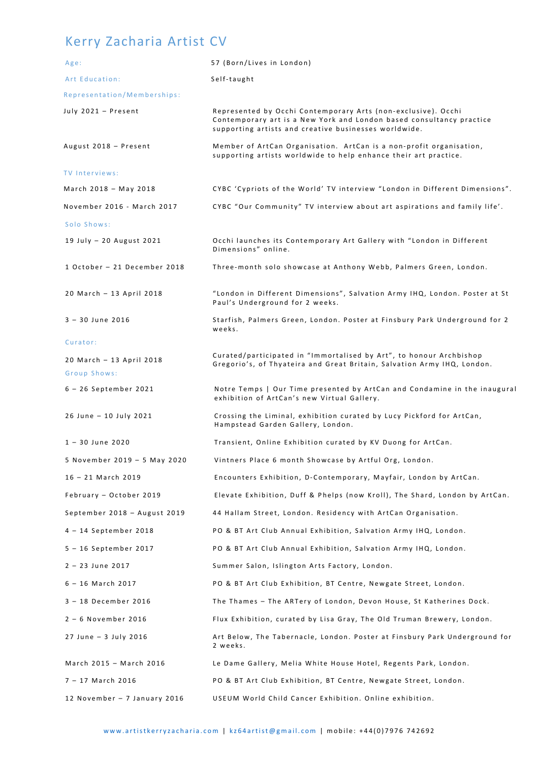# Kerry Zacharia Artist CV

| | |
|---|---|
| Age: | 57 (Born/Lives in London) |
| Art Education: | Self-taught |

## Representation/Memberships:

| | |
|---|---|
| July 2021 – Present | Represented by Occhi Contemporary Arts (non-exclusive). Occhi Contemporary art is a New York and London based consultancy practice supporting artists and creative businesses worldwide. |
| August 2018 – Present | Member of ArtCan Organisation. ArtCan is a non-profit organisation, supporting artists worldwide to help enhance their art practice. |

## TV Interviews:

| | |
|---|---|
| March 2018 – May 2018 | CYBC 'Cypriots of the World' TV interview "London in Different Dimensions". |
| November 2016 - March 2017 | CYBC "Our Community" TV interview about art aspirations and family life'. |

## Solo Shows:

| | |
|---|---|
| 19 July – 20 August 2021 | Occhi launches its Contemporary Art Gallery with "London in Different Dimensions" online. |
| 1 October – 21 December 2018 | Three-month solo showcase at Anthony Webb, Palmers Green, London. |
| 20 March – 13 April 2018 | "London in Different Dimensions", Salvation Army IHQ, London. Poster at St Paul's Underground for 2 weeks. |
| 3 – 30 June 2016 | Starfish, Palmers Green, London. Poster at Finsbury Park Underground for 2 weeks. |

## Curator:

| | |
|---|---|
| 20 March – 13 April 2018 | Curated/participated in "Immortalised by Art", to honour Archbishop Gregorio's, of Thyateira and Great Britain, Salvation Army IHQ, London. |

## Group Shows:

| | |
|---|---|
| 6 – 26 September 2021 | Notre Temps \| Our Time presented by ArtCan and Condamine in the inaugural exhibition of ArtCan's new Virtual Gallery. |
| 26 June – 10 July 2021 | Crossing the Liminal, exhibition curated by Lucy Pickford for ArtCan, Hampstead Garden Gallery, London. |
| 1 – 30 June 2020 | Transient, Online Exhibition curated by KV Duong for ArtCan. |
| 5 November 2019 – 5 May 2020 | Vintners Place 6 month Showcase by Artful Org, London. |
| 16 – 21 March 2019 | Encounters Exhibition, D-Contemporary, Mayfair, London by ArtCan. |
| February – October 2019 | Elevate Exhibition, Duff & Phelps (now Kroll), The Shard, London by ArtCan. |
| September 2018 – August 2019 | 44 Hallam Street, London. Residency with ArtCan Organisation. |
| 4 – 14 September 2018 | PO & BT Art Club Annual Exhibition, Salvation Army IHQ, London. |
| 5 – 16 September 2017 | PO & BT Art Club Annual Exhibition, Salvation Army IHQ, London. |
| 2 – 23 June 2017 | Summer Salon, Islington Arts Factory, London. |
| 6 – 16 March 2017 | PO & BT Art Club Exhibition, BT Centre, Newgate Street, London. |
| 3 – 18 December 2016 | The Thames – The ARTery of London, Devon House, St Katherines Dock. |
| 2 – 6 November 2016 | Flux Exhibition, curated by Lisa Gray, The Old Truman Brewery, London. |
| 27 June – 3 July 2016 | Art Below, The Tabernacle, London. Poster at Finsbury Park Underground for 2 weeks. |
| March 2015 – March 2016 | Le Dame Gallery, Melia White House Hotel, Regents Park, London. |
| 7 – 17 March 2016 | PO & BT Art Club Exhibition, BT Centre, Newgate Street, London. |
| 12 November – 7 January 2016 | USEUM World Child Cancer Exhibition. Online exhibition. |

www.artistkerryzacharia.com | kz64artist@gmail.com | mobile: +44(0)7976 742692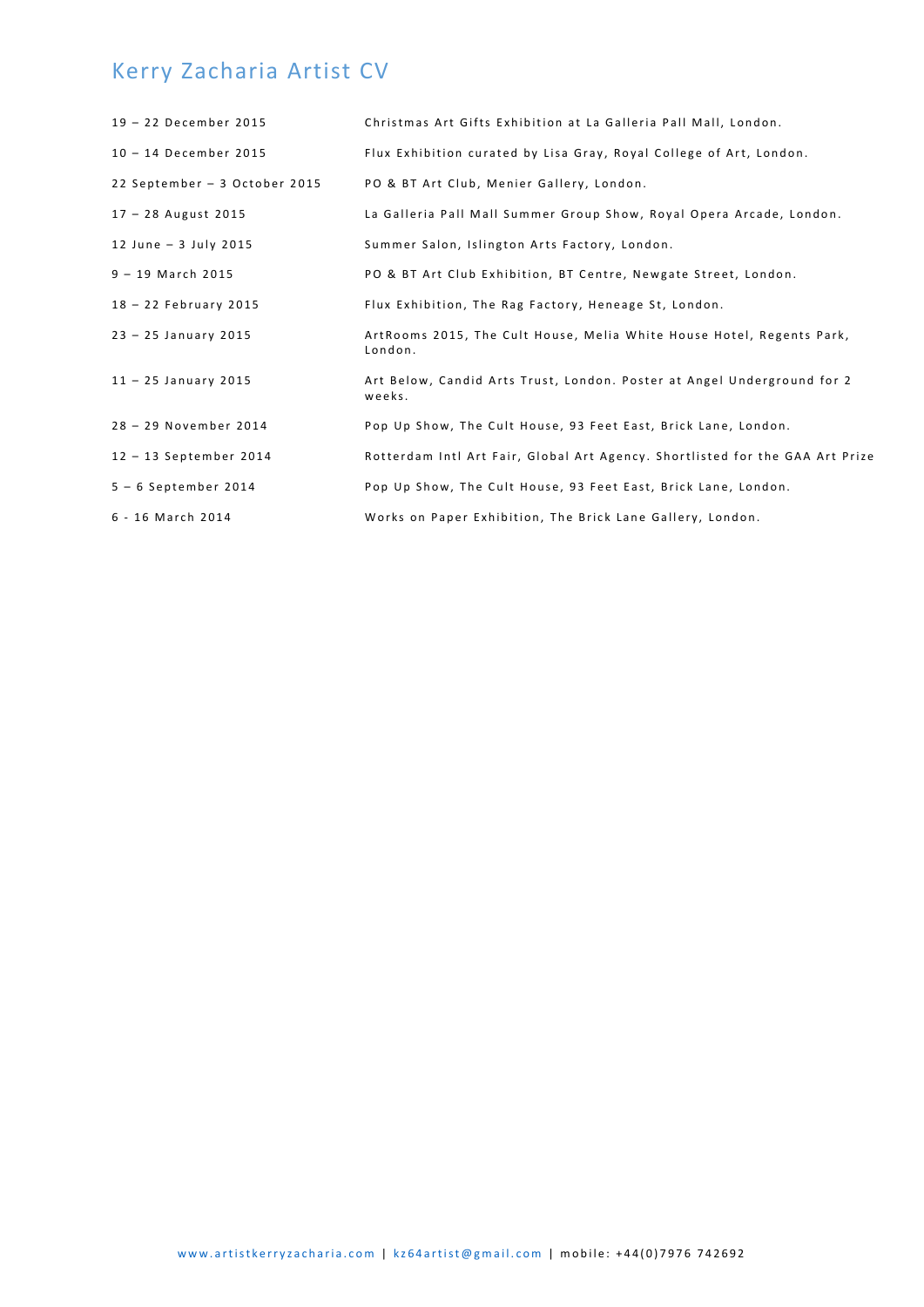# Kerry Zacharia Artist CV

| | |
|---|---|
| 19 – 22 December 2015 | Christmas Art Gifts Exhibition at La Galleria Pall Mall, London. |
| 10 – 14 December 2015 | Flux Exhibition curated by Lisa Gray, Royal College of Art, London. |
| 22 September – 3 October 2015 | PO & BT Art Club, Menier Gallery, London. |
| 17 – 28 August 2015 | La Galleria Pall Mall Summer Group Show, Royal Opera Arcade, London. |
| 12 June – 3 July 2015 | Summer Salon, Islington Arts Factory, London. |
| 9 – 19 March 2015 | PO & BT Art Club Exhibition, BT Centre, Newgate Street, London. |
| 18 – 22 February 2015 | Flux Exhibition, The Rag Factory, Heneage St, London. |
| 23 – 25 January 2015 | ArtRooms 2015, The Cult House, Melia White House Hotel, Regents Park, London. |
| 11 – 25 January 2015 | Art Below, Candid Arts Trust, London. Poster at Angel Underground for 2 weeks. |
| 28 – 29 November 2014 | Pop Up Show, The Cult House, 93 Feet East, Brick Lane, London. |
| 12 – 13 September 2014 | Rotterdam Intl Art Fair, Global Art Agency. Shortlisted for the GAA Art Prize |
| 5 – 6 September 2014 | Pop Up Show, The Cult House, 93 Feet East, Brick Lane, London. |
| 6 - 16 March 2014 | Works on Paper Exhibition, The Brick Lane Gallery, London. |